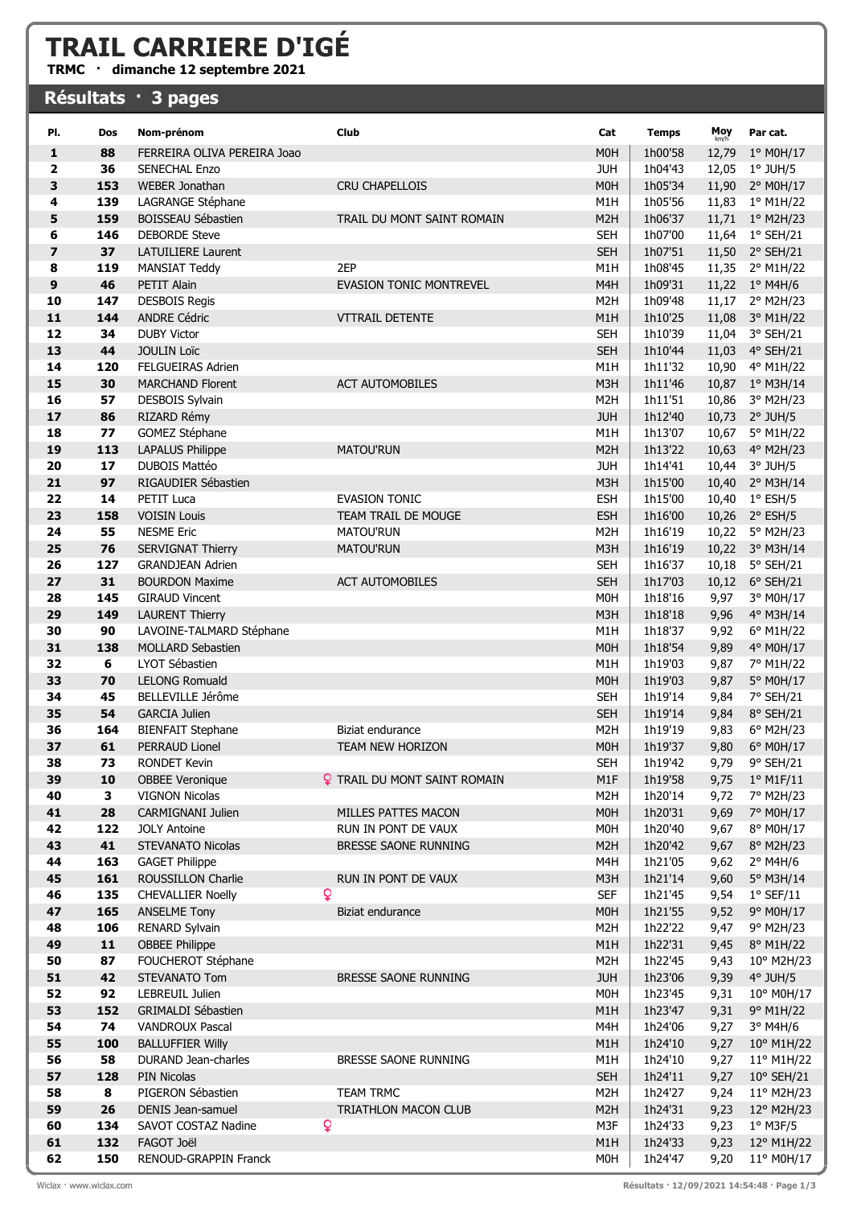# TRAIL CARRIERE D'IGÉ

**TRMC · dimanche 12 septembre 2021**

## Résultats · 3 pages

| Pl. | Dos | Nom-prénom | Club | Cat | Temps | Moy km/h | Par cat. |
|---|---|---|---|---|---|---|---|
| 1 | 88 | FERREIRA OLIVA PEREIRA Joao | | M0H | 1h00'58 | 12,79 | 1° M0H/17 |
| 2 | 36 | SENECHAL Enzo | | JUH | 1h04'43 | 12,05 | 1° JUH/5 |
| 3 | 153 | WEBER Jonathan | CRU CHAPELLOIS | M0H | 1h05'34 | 11,90 | 2° M0H/17 |
| 4 | 139 | LAGRANGE Stéphane | | M1H | 1h05'56 | 11,83 | 1° M1H/22 |
| 5 | 159 | BOISSEAU Sébastien | TRAIL DU MONT SAINT ROMAIN | M2H | 1h06'37 | 11,71 | 1° M2H/23 |
| 6 | 146 | DEBORDE Steve | | SEH | 1h07'00 | 11,64 | 1° SEH/21 |
| 7 | 37 | LATUILIERE Laurent | | SEH | 1h07'51 | 11,50 | 2° SEH/21 |
| 8 | 119 | MANSIAT Teddy | 2EP | M1H | 1h08'45 | 11,35 | 2° M1H/22 |
| 9 | 46 | PETIT Alain | EVASION TONIC MONTREVEL | M4H | 1h09'31 | 11,22 | 1° M4H/6 |
| 10 | 147 | DESBOIS Regis | | M2H | 1h09'48 | 11,17 | 2° M2H/23 |
| 11 | 144 | ANDRE Cédric | VTTRAIL DETENTE | M1H | 1h10'25 | 11,08 | 3° M1H/22 |
| 12 | 34 | DUBY Victor | | SEH | 1h10'39 | 11,04 | 3° SEH/21 |
| 13 | 44 | JOULIN Loïc | | SEH | 1h10'44 | 11,03 | 4° SEH/21 |
| 14 | 120 | FELGUEIRAS Adrien | | M1H | 1h11'32 | 10,90 | 4° M1H/22 |
| 15 | 30 | MARCHAND Florent | ACT AUTOMOBILES | M3H | 1h11'46 | 10,87 | 1° M3H/14 |
| 16 | 57 | DESBOIS Sylvain | | M2H | 1h11'51 | 10,86 | 3° M2H/23 |
| 17 | 86 | RIZARD Rémy | | JUH | 1h12'40 | 10,73 | 2° JUH/5 |
| 18 | 77 | GOMEZ Stéphane | | M1H | 1h13'07 | 10,67 | 5° M1H/22 |
| 19 | 113 | LAPALUS Philippe | MATOU'RUN | M2H | 1h13'22 | 10,63 | 4° M2H/23 |
| 20 | 17 | DUBOIS Mattéo | | JUH | 1h14'41 | 10,44 | 3° JUH/5 |
| 21 | 97 | RIGAUDIER Sébastien | | M3H | 1h15'00 | 10,40 | 2° M3H/14 |
| 22 | 14 | PETIT Luca | EVASION TONIC | ESH | 1h15'00 | 10,40 | 1° ESH/5 |
| 23 | 158 | VOISIN Louis | TEAM TRAIL DE MOUGE | ESH | 1h16'00 | 10,26 | 2° ESH/5 |
| 24 | 55 | NESME Eric | MATOU'RUN | M2H | 1h16'19 | 10,22 | 5° M2H/23 |
| 25 | 76 | SERVIGNAT Thierry | MATOU'RUN | M3H | 1h16'19 | 10,22 | 3° M3H/14 |
| 26 | 127 | GRANDJEAN Adrien | | SEH | 1h16'37 | 10,18 | 5° SEH/21 |
| 27 | 31 | BOURDON Maxime | ACT AUTOMOBILES | SEH | 1h17'03 | 10,12 | 6° SEH/21 |
| 28 | 145 | GIRAUD Vincent | | M0H | 1h18'16 | 9,97 | 3° M0H/17 |
| 29 | 149 | LAURENT Thierry | | M3H | 1h18'18 | 9,96 | 4° M3H/14 |
| 30 | 90 | LAVOINE-TALMARD Stéphane | | M1H | 1h18'37 | 9,92 | 6° M1H/22 |
| 31 | 138 | MOLLARD Sebastien | | M0H | 1h18'54 | 9,89 | 4° M0H/17 |
| 32 | 6 | LYOT Sébastien | | M1H | 1h19'03 | 9,87 | 7° M1H/22 |
| 33 | 70 | LELONG Romuald | | M0H | 1h19'03 | 9,87 | 5° M0H/17 |
| 34 | 45 | BELLEVILLE Jérôme | | SEH | 1h19'14 | 9,84 | 7° SEH/21 |
| 35 | 54 | GARCIA Julien | | SEH | 1h19'14 | 9,84 | 8° SEH/21 |
| 36 | 164 | BIENFAIT Stephane | Biziat endurance | M2H | 1h19'19 | 9,83 | 6° M2H/23 |
| 37 | 61 | PERRAUD Lionel | TEAM NEW HORIZON | M0H | 1h19'37 | 9,80 | 6° M0H/17 |
| 38 | 73 | RONDET Kevin | | SEH | 1h19'42 | 9,79 | 9° SEH/21 |
| 39 | 10 | OBBEE Veronique | ♀ TRAIL DU MONT SAINT ROMAIN | M1F | 1h19'58 | 9,75 | 1° M1F/11 |
| 40 | 3 | VIGNON Nicolas | | M2H | 1h20'14 | 9,72 | 7° M2H/23 |
| 41 | 28 | CARMIGNANI Julien | MILLES PATTES MACON | M0H | 1h20'31 | 9,69 | 7° M0H/17 |
| 42 | 122 | JOLY Antoine | RUN IN PONT DE VAUX | M0H | 1h20'40 | 9,67 | 8° M0H/17 |
| 43 | 41 | STEVANATO Nicolas | BRESSE SAONE RUNNING | M2H | 1h20'42 | 9,67 | 8° M2H/23 |
| 44 | 163 | GAGET Philippe | | M4H | 1h21'05 | 9,62 | 2° M4H/6 |
| 45 | 161 | ROUSSILLON Charlie | RUN IN PONT DE VAUX | M3H | 1h21'14 | 9,60 | 5° M3H/14 |
| 46 | 135 | CHEVALLIER Noelly ♀ | | SEF | 1h21'45 | 9,54 | 1° SEF/11 |
| 47 | 165 | ANSELME Tony | Biziat endurance | M0H | 1h21'55 | 9,52 | 9° M0H/17 |
| 48 | 106 | RENARD Sylvain | | M2H | 1h22'22 | 9,47 | 9° M2H/23 |
| 49 | 11 | OBBEE Philippe | | M1H | 1h22'31 | 9,45 | 8° M1H/22 |
| 50 | 87 | FOUCHEROT Stéphane | | M2H | 1h22'45 | 9,43 | 10° M2H/23 |
| 51 | 42 | STEVANATO Tom | BRESSE SAONE RUNNING | JUH | 1h23'06 | 9,39 | 4° JUH/5 |
| 52 | 92 | LEBREUIL Julien | | M0H | 1h23'45 | 9,31 | 10° M0H/17 |
| 53 | 152 | GRIMALDI Sébastien | | M1H | 1h23'47 | 9,31 | 9° M1H/22 |
| 54 | 74 | VANDROUX Pascal | | M4H | 1h24'06 | 9,27 | 3° M4H/6 |
| 55 | 100 | BALLUFFIER Willy | | M1H | 1h24'10 | 9,27 | 10° M1H/22 |
| 56 | 58 | DURAND Jean-charles | BRESSE SAONE RUNNING | M1H | 1h24'10 | 9,27 | 11° M1H/22 |
| 57 | 128 | PIN Nicolas | | SEH | 1h24'11 | 9,27 | 10° SEH/21 |
| 58 | 8 | PIGERON Sébastien | TEAM TRMC | M2H | 1h24'27 | 9,24 | 11° M2H/23 |
| 59 | 26 | DENIS Jean-samuel | TRIATHLON MACON CLUB | M2H | 1h24'31 | 9,23 | 12° M2H/23 |
| 60 | 134 | SAVOT COSTAZ Nadine ♀ | | M3F | 1h24'33 | 9,23 | 1° M3F/5 |
| 61 | 132 | FAGOT Joël | | M1H | 1h24'33 | 9,23 | 12° M1H/22 |
| 62 | 150 | RENOUD-GRAPPIN Franck | | M0H | 1h24'47 | 9,20 | 11° M0H/17 |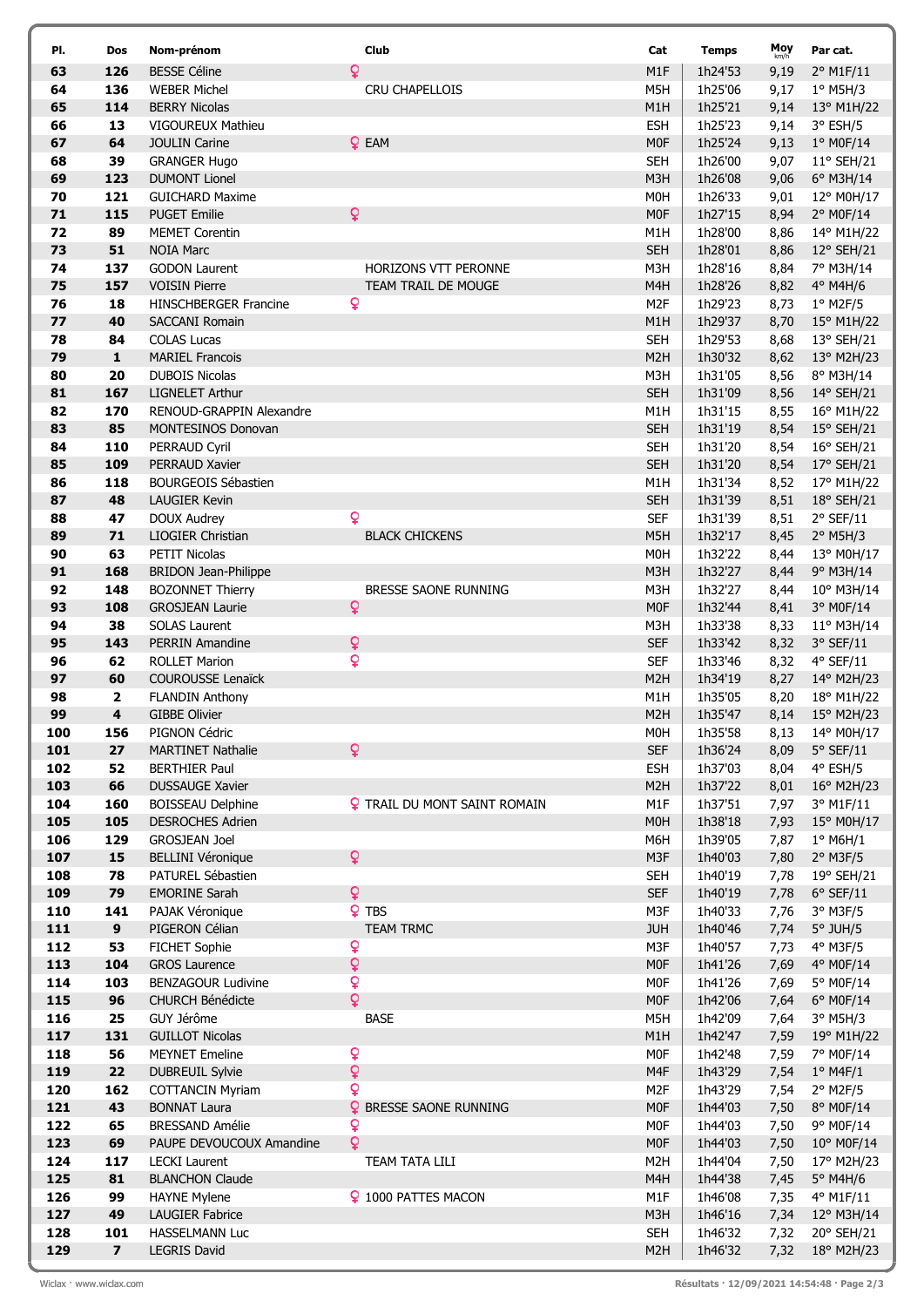| Pl. | Dos | Nom-prénom | | Club | Cat | Temps | Moy km/h | Par cat. |
|---|---|---|---|---|---|---|---|---|
| 63 | 126 | BESSE Céline | ♀ | | M1F | 1h24'53 | 9,19 | 2° M1F/11 |
| 64 | 136 | WEBER Michel | | CRU CHAPELLOIS | M5H | 1h25'06 | 9,17 | 1° M5H/3 |
| 65 | 114 | BERRY Nicolas | | | M1H | 1h25'21 | 9,14 | 13° M1H/22 |
| 66 | 13 | VIGOUREUX Mathieu | | | ESH | 1h25'23 | 9,14 | 3° ESH/5 |
| 67 | 64 | JOULIN Carine | ♀ | EAM | M0F | 1h25'24 | 9,13 | 1° M0F/14 |
| 68 | 39 | GRANGER Hugo | | | SEH | 1h26'00 | 9,07 | 11° SEH/21 |
| 69 | 123 | DUMONT Lionel | | | M3H | 1h26'08 | 9,06 | 6° M3H/14 |
| 70 | 121 | GUICHARD Maxime | | | M0H | 1h26'33 | 9,01 | 12° M0H/17 |
| 71 | 115 | PUGET Emilie | ♀ | | M0F | 1h27'15 | 8,94 | 2° M0F/14 |
| 72 | 89 | MEMET Corentin | | | M1H | 1h28'00 | 8,86 | 14° M1H/22 |
| 73 | 51 | NOIA Marc | | | SEH | 1h28'01 | 8,86 | 12° SEH/21 |
| 74 | 137 | GODON Laurent | | HORIZONS VTT PERONNE | M3H | 1h28'16 | 8,84 | 7° M3H/14 |
| 75 | 157 | VOISIN Pierre | | TEAM TRAIL DE MOUGE | M4H | 1h28'26 | 8,82 | 4° M4H/6 |
| 76 | 18 | HINSCHBERGER Francine | ♀ | | M2F | 1h29'23 | 8,73 | 1° M2F/5 |
| 77 | 40 | SACCANI Romain | | | M1H | 1h29'37 | 8,70 | 15° M1H/22 |
| 78 | 84 | COLAS Lucas | | | SEH | 1h29'53 | 8,68 | 13° SEH/21 |
| 79 | 1 | MARIEL Francois | | | M2H | 1h30'32 | 8,62 | 13° M2H/23 |
| 80 | 20 | DUBOIS Nicolas | | | M3H | 1h31'05 | 8,56 | 8° M3H/14 |
| 81 | 167 | LIGNELET Arthur | | | SEH | 1h31'09 | 8,56 | 14° SEH/21 |
| 82 | 170 | RENOUD-GRAPPIN Alexandre | | | M1H | 1h31'15 | 8,55 | 16° M1H/22 |
| 83 | 85 | MONTESINOS Donovan | | | SEH | 1h31'19 | 8,54 | 15° SEH/21 |
| 84 | 110 | PERRAUD Cyril | | | SEH | 1h31'20 | 8,54 | 16° SEH/21 |
| 85 | 109 | PERRAUD Xavier | | | SEH | 1h31'20 | 8,54 | 17° SEH/21 |
| 86 | 118 | BOURGEOIS Sébastien | | | M1H | 1h31'34 | 8,52 | 17° M1H/22 |
| 87 | 48 | LAUGIER Kevin | | | SEH | 1h31'39 | 8,51 | 18° SEH/21 |
| 88 | 47 | DOUX Audrey | ♀ | | SEF | 1h31'39 | 8,51 | 2° SEF/11 |
| 89 | 71 | LIOGIER Christian | | BLACK CHICKENS | M5H | 1h32'17 | 8,45 | 2° M5H/3 |
| 90 | 63 | PETIT Nicolas | | | M0H | 1h32'22 | 8,44 | 13° M0H/17 |
| 91 | 168 | BRIDON Jean-Philippe | | | M3H | 1h32'27 | 8,44 | 9° M3H/14 |
| 92 | 148 | BOZONNET Thierry | | BRESSE SAONE RUNNING | M3H | 1h32'27 | 8,44 | 10° M3H/14 |
| 93 | 108 | GROSJEAN Laurie | ♀ | | M0F | 1h32'44 | 8,41 | 3° M0F/14 |
| 94 | 38 | SOLAS Laurent | | | M3H | 1h33'38 | 8,33 | 11° M3H/14 |
| 95 | 143 | PERRIN Amandine | ♀ | | SEF | 1h33'42 | 8,32 | 3° SEF/11 |
| 96 | 62 | ROLLET Marion | ♀ | | SEF | 1h33'46 | 8,32 | 4° SEF/11 |
| 97 | 60 | COUROUSSE Lenaïck | | | M2H | 1h34'19 | 8,27 | 14° M2H/23 |
| 98 | 2 | FLANDIN Anthony | | | M1H | 1h35'05 | 8,20 | 18° M1H/22 |
| 99 | 4 | GIBBE Olivier | | | M2H | 1h35'47 | 8,14 | 15° M2H/23 |
| 100 | 156 | PIGNON Cédric | | | M0H | 1h35'58 | 8,13 | 14° M0H/17 |
| 101 | 27 | MARTINET Nathalie | ♀ | | SEF | 1h36'24 | 8,09 | 5° SEF/11 |
| 102 | 52 | BERTHIER Paul | | | ESH | 1h37'03 | 8,04 | 4° ESH/5 |
| 103 | 66 | DUSSAUGE Xavier | | | M2H | 1h37'22 | 8,01 | 16° M2H/23 |
| 104 | 160 | BOISSEAU Delphine | ♀ | TRAIL DU MONT SAINT ROMAIN | M1F | 1h37'51 | 7,97 | 3° M1F/11 |
| 105 | 105 | DESROCHES Adrien | | | M0H | 1h38'18 | 7,93 | 15° M0H/17 |
| 106 | 129 | GROSJEAN Joel | | | M6H | 1h39'05 | 7,87 | 1° M6H/1 |
| 107 | 15 | BELLINI Véronique | ♀ | | M3F | 1h40'03 | 7,80 | 2° M3F/5 |
| 108 | 78 | PATUREL Sébastien | | | SEH | 1h40'19 | 7,78 | 19° SEH/21 |
| 109 | 79 | EMORINE Sarah | ♀ | | SEF | 1h40'19 | 7,78 | 6° SEF/11 |
| 110 | 141 | PAJAK Véronique | ♀ | TBS | M3F | 1h40'33 | 7,76 | 3° M3F/5 |
| 111 | 9 | PIGERON Célian | | TEAM TRMC | JUH | 1h40'46 | 7,74 | 5° JUH/5 |
| 112 | 53 | FICHET Sophie | ♀ | | M3F | 1h40'57 | 7,73 | 4° M3F/5 |
| 113 | 104 | GROS Laurence | ♀ | | M0F | 1h41'26 | 7,69 | 4° M0F/14 |
| 114 | 103 | BENZAGOUR Ludivine | ♀ | | M0F | 1h41'26 | 7,69 | 5° M0F/14 |
| 115 | 96 | CHURCH Bénédicte | ♀ | | M0F | 1h42'06 | 7,64 | 6° M0F/14 |
| 116 | 25 | GUY Jérôme | | BASE | M5H | 1h42'09 | 7,64 | 3° M5H/3 |
| 117 | 131 | GUILLOT Nicolas | | | M1H | 1h42'47 | 7,59 | 19° M1H/22 |
| 118 | 56 | MEYNET Emeline | ♀ | | M0F | 1h42'48 | 7,59 | 7° M0F/14 |
| 119 | 22 | DUBREUIL Sylvie | ♀ | | M4F | 1h43'29 | 7,54 | 1° M4F/1 |
| 120 | 162 | COTTANCIN Myriam | ♀ | | M2F | 1h43'29 | 7,54 | 2° M2F/5 |
| 121 | 43 | BONNAT Laura | ♀ | BRESSE SAONE RUNNING | M0F | 1h44'03 | 7,50 | 8° M0F/14 |
| 122 | 65 | BRESSAND Amélie | ♀ | | M0F | 1h44'03 | 7,50 | 9° M0F/14 |
| 123 | 69 | PAUPE DEVOUCOUX Amandine | ♀ | | M0F | 1h44'03 | 7,50 | 10° M0F/14 |
| 124 | 117 | LECKI Laurent | | TEAM TATA LILI | M2H | 1h44'04 | 7,50 | 17° M2H/23 |
| 125 | 81 | BLANCHON Claude | | | M4H | 1h44'38 | 7,45 | 5° M4H/6 |
| 126 | 99 | HAYNE Mylene | ♀ | 1000 PATTES MACON | M1F | 1h46'08 | 7,35 | 4° M1F/11 |
| 127 | 49 | LAUGIER Fabrice | | | M3H | 1h46'16 | 7,34 | 12° M3H/14 |
| 128 | 101 | HASSELMANN Luc | | | SEH | 1h46'32 | 7,32 | 20° SEH/21 |
| 129 | 7 | LEGRIS David | | | M2H | 1h46'32 | 7,32 | 18° M2H/23 |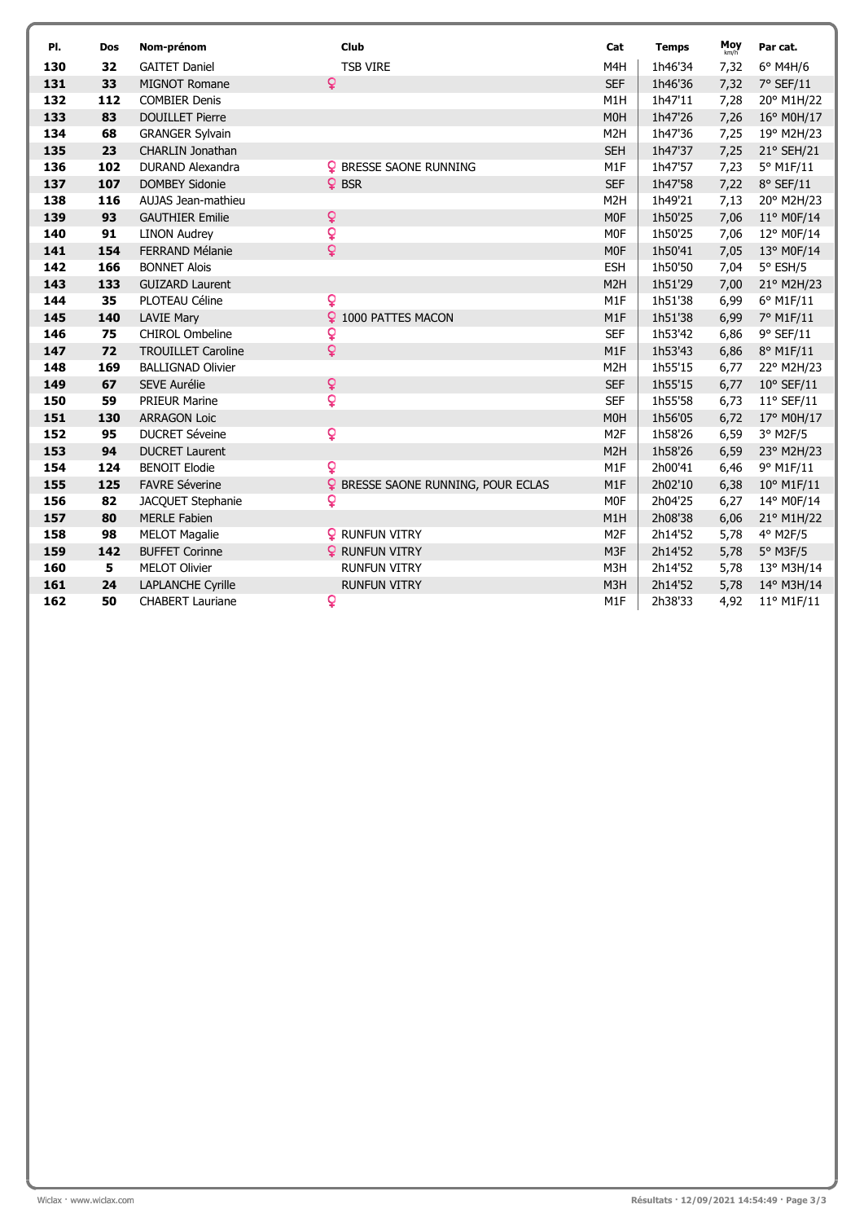| Pl. | Dos | Nom-prénom | Club | Cat | Temps | Moy km/h | Par cat. |
|---|---|---|---|---|---|---|---|
| 130 | 32 | GAITET Daniel | TSB VIRE | M4H | 1h46'34 | 7,32 | 6° M4H/6 |
| 131 | 33 | MIGNOT Romane | ♀ | SEF | 1h46'36 | 7,32 | 7° SEF/11 |
| 132 | 112 | COMBIER Denis | | M1H | 1h47'11 | 7,28 | 20° M1H/22 |
| 133 | 83 | DOUILLET Pierre | | M0H | 1h47'26 | 7,26 | 16° M0H/17 |
| 134 | 68 | GRANGER Sylvain | | M2H | 1h47'36 | 7,25 | 19° M2H/23 |
| 135 | 23 | CHARLIN Jonathan | | SEH | 1h47'37 | 7,25 | 21° SEH/21 |
| 136 | 102 | DURAND Alexandra | ♀ BRESSE SAONE RUNNING | M1F | 1h47'57 | 7,23 | 5° M1F/11 |
| 137 | 107 | DOMBEY Sidonie | ♀ BSR | SEF | 1h47'58 | 7,22 | 8° SEF/11 |
| 138 | 116 | AUJAS Jean-mathieu | | M2H | 1h49'21 | 7,13 | 20° M2H/23 |
| 139 | 93 | GAUTHIER Emilie | ♀ | M0F | 1h50'25 | 7,06 | 11° M0F/14 |
| 140 | 91 | LINON Audrey | ♀ | M0F | 1h50'25 | 7,06 | 12° M0F/14 |
| 141 | 154 | FERRAND Mélanie | ♀ | M0F | 1h50'41 | 7,05 | 13° M0F/14 |
| 142 | 166 | BONNET Alois | | ESH | 1h50'50 | 7,04 | 5° ESH/5 |
| 143 | 133 | GUIZARD Laurent | | M2H | 1h51'29 | 7,00 | 21° M2H/23 |
| 144 | 35 | PLOTEAU Céline | ♀ | M1F | 1h51'38 | 6,99 | 6° M1F/11 |
| 145 | 140 | LAVIE Mary | ♀ 1000 PATTES MACON | M1F | 1h51'38 | 6,99 | 7° M1F/11 |
| 146 | 75 | CHIROL Ombeline | ♀ | SEF | 1h53'42 | 6,86 | 9° SEF/11 |
| 147 | 72 | TROUILLET Caroline | ♀ | M1F | 1h53'43 | 6,86 | 8° M1F/11 |
| 148 | 169 | BALLIGNAD Olivier | | M2H | 1h55'15 | 6,77 | 22° M2H/23 |
| 149 | 67 | SEVE Aurélie | ♀ | SEF | 1h55'15 | 6,77 | 10° SEF/11 |
| 150 | 59 | PRIEUR Marine | ♀ | SEF | 1h55'58 | 6,73 | 11° SEF/11 |
| 151 | 130 | ARRAGON Loic | | M0H | 1h56'05 | 6,72 | 17° M0H/17 |
| 152 | 95 | DUCRET Séveine | ♀ | M2F | 1h58'26 | 6,59 | 3° M2F/5 |
| 153 | 94 | DUCRET Laurent | | M2H | 1h58'26 | 6,59 | 23° M2H/23 |
| 154 | 124 | BENOIT Elodie | ♀ | M1F | 2h00'41 | 6,46 | 9° M1F/11 |
| 155 | 125 | FAVRE Séverine | ♀ BRESSE SAONE RUNNING, POUR ECLAS | M1F | 2h02'10 | 6,38 | 10° M1F/11 |
| 156 | 82 | JACQUET Stephanie | ♀ | M0F | 2h04'25 | 6,27 | 14° M0F/14 |
| 157 | 80 | MERLE Fabien | | M1H | 2h08'38 | 6,06 | 21° M1H/22 |
| 158 | 98 | MELOT Magalie | ♀ RUNFUN VITRY | M2F | 2h14'52 | 5,78 | 4° M2F/5 |
| 159 | 142 | BUFFET Corinne | ♀ RUNFUN VITRY | M3F | 2h14'52 | 5,78 | 5° M3F/5 |
| 160 | 5 | MELOT Olivier | RUNFUN VITRY | M3H | 2h14'52 | 5,78 | 13° M3H/14 |
| 161 | 24 | LAPLANCHE Cyrille | RUNFUN VITRY | M3H | 2h14'52 | 5,78 | 14° M3H/14 |
| 162 | 50 | CHABERT Lauriane | ♀ | M1F | 2h38'33 | 4,92 | 11° M1F/11 |